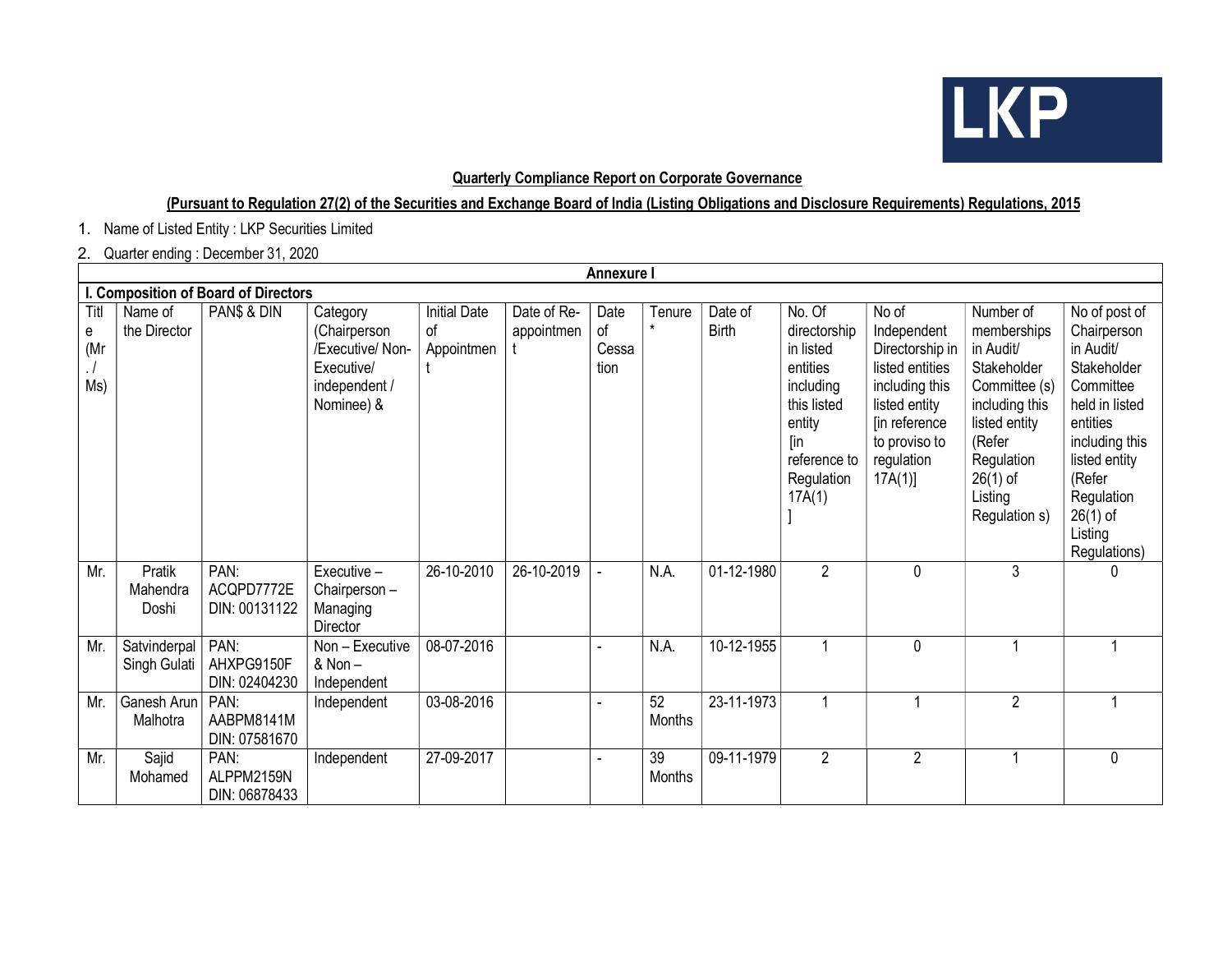**Quarterly Compliance Report on Corporate Governance**

**(Pursuant to Regulation 27(2) of the Securities and Exchange Board of India (Listing Obligations and Disclosure Requirements) Regulations, 2015**

1. Name of Listed Entity : LKP Securities Limited
2. Quarter ending : December 31, 2020

**Annexure I**

**I. Composition of Board of Directors**

| Title (Mr. / Ms) | Name of the Director | PAN$ & DIN | Category (Chairperson /Executive/ Non-Executive/ independent / Nominee) & | Initial Date of Appointment | Date of Re-appointment | Date of Cessation | Tenure * | Date of Birth | No. Of directorship in listed entities including this listed entity [in reference to Regulation 17A(1) ] | No of Independent Directorship in listed entities including this listed entity [in reference to proviso to regulation 17A(1)] | Number of memberships in Audit/ Stakeholder Committee (s) including this listed entity (Refer Regulation 26(1) of Listing Regulation s) | No of post of Chairperson in Audit/ Stakeholder Committee held in listed entities including this listed entity (Refer Regulation 26(1) of Listing Regulations) |
|---|---|---|---|---|---|---|---|---|---|---|---|---|
| Mr. | Pratik Mahendra Doshi | PAN: ACQPD7772E DIN: 00131122 | Executive – Chairperson – Managing Director | 26-10-2010 | 26-10-2019 | - | N.A. | 01-12-1980 | 2 | 0 | 3 | 0 |
| Mr. | Satvinderpal Singh Gulati | PAN: AHXPG9150F DIN: 02404230 | Non – Executive & Non – Independent | 08-07-2016 | | - | N.A. | 10-12-1955 | 1 | 0 | 1 | 1 |
| Mr. | Ganesh Arun Malhotra | PAN: AABPM8141M DIN: 07581670 | Independent | 03-08-2016 | | - | 52 Months | 23-11-1973 | 1 | 1 | 2 | 1 |
| Mr. | Sajid Mohamed | PAN: ALPPM2159N DIN: 06878433 | Independent | 27-09-2017 | | - | 39 Months | 09-11-1979 | 2 | 2 | 1 | 0 |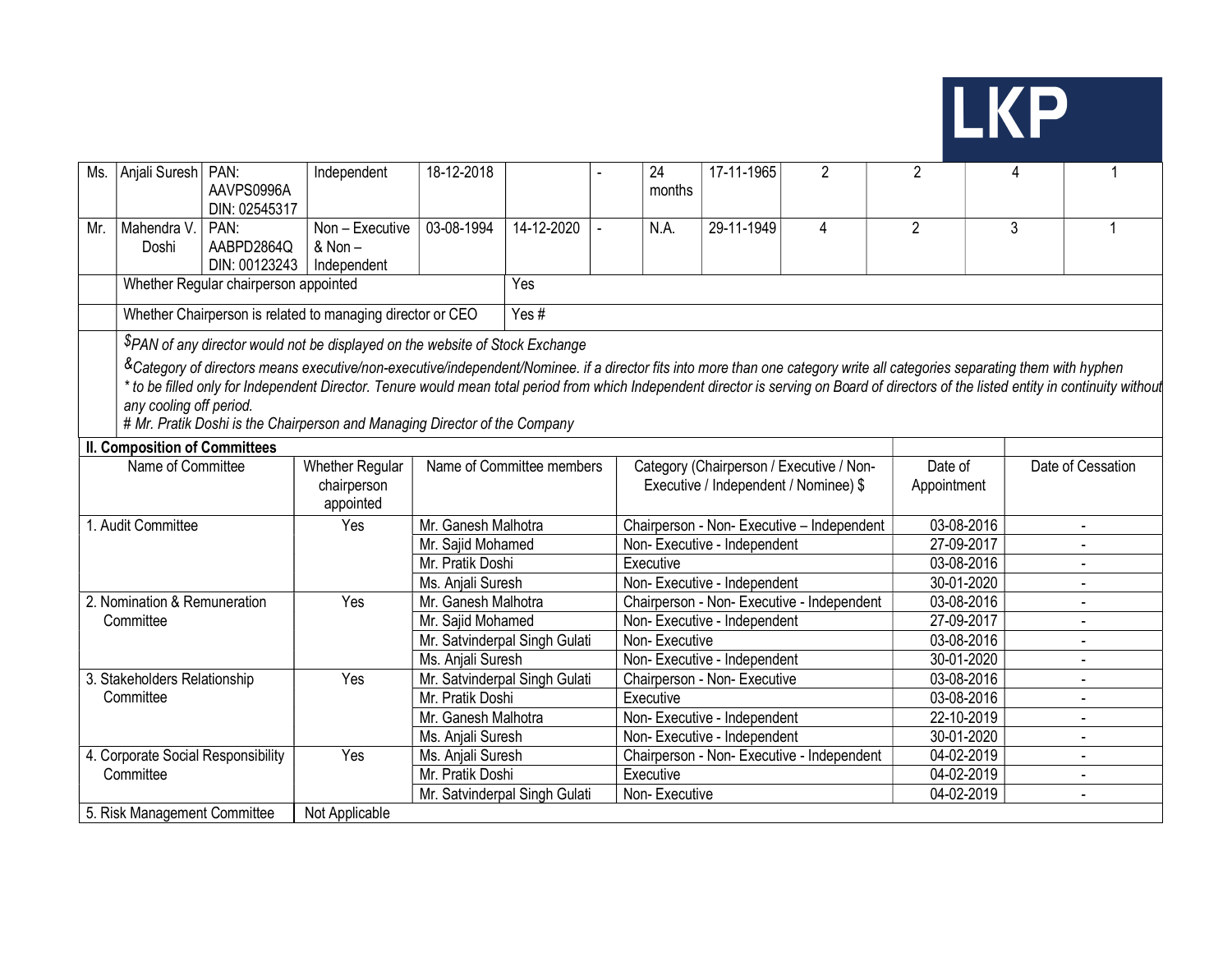| Ms. | Anjali Suresh | PAN: AAVPS0996A DIN: 02545317 | Independent | 18-12-2018 | | - | 24 months | 17-11-1965 | 2 | 2 | 4 | 1 |
|---|---|---|---|---|---|---|---|---|---|---|---|---|
| Mr. | Mahendra V. Doshi | PAN: AABPD2864Q DIN: 00123243 | Non – Executive & Non – Independent | 03-08-1994 | 14-12-2020 | - | N.A. | 29-11-1949 | 4 | 2 | 3 | 1 |
| | Whether Regular chairperson appointed | | | | Yes | | | | | | | |
| | Whether Chairperson is related to managing director or CEO | | | | Yes # | | | | | | | |

*$PAN of any director would not be displayed on the website of Stock Exchange*

*&Category of directors means executive/non-executive/independent/Nominee. if a director fits into more than one category write all categories separating them with hyphen*

*\* to be filled only for Independent Director. Tenure would mean total period from which Independent director is serving on Board of directors of the listed entity in continuity without any cooling off period.*

*# Mr. Pratik Doshi is the Chairperson and Managing Director of the Company*

**II. Composition of Committees**

| Name of Committee | Whether Regular chairperson appointed | Name of Committee members | Category (Chairperson / Executive / Non-Executive / Independent / Nominee) $ | Date of Appointment | Date of Cessation |
|---|---|---|---|---|---|
| 1. Audit Committee | Yes | Mr. Ganesh Malhotra | Chairperson - Non- Executive – Independent | 03-08-2016 | - |
| | | Mr. Sajid Mohamed | Non- Executive - Independent | 27-09-2017 | - |
| | | Mr. Pratik Doshi | Executive | 03-08-2016 | - |
| | | Ms. Anjali Suresh | Non- Executive - Independent | 30-01-2020 | - |
| 2. Nomination & Remuneration Committee | Yes | Mr. Ganesh Malhotra | Chairperson - Non- Executive - Independent | 03-08-2016 | - |
| | | Mr. Sajid Mohamed | Non- Executive - Independent | 27-09-2017 | - |
| | | Mr. Satvinderpal Singh Gulati | Non- Executive | 03-08-2016 | - |
| | | Ms. Anjali Suresh | Non- Executive - Independent | 30-01-2020 | - |
| 3. Stakeholders Relationship Committee | Yes | Mr. Satvinderpal Singh Gulati | Chairperson - Non- Executive | 03-08-2016 | - |
| | | Mr. Pratik Doshi | Executive | 03-08-2016 | - |
| | | Mr. Ganesh Malhotra | Non- Executive - Independent | 22-10-2019 | - |
| | | Ms. Anjali Suresh | Non- Executive - Independent | 30-01-2020 | - |
| 4. Corporate Social Responsibility Committee | Yes | Ms. Anjali Suresh | Chairperson - Non- Executive - Independent | 04-02-2019 | - |
| | | Mr. Pratik Doshi | Executive | 04-02-2019 | - |
| | | Mr. Satvinderpal Singh Gulati | Non- Executive | 04-02-2019 | - |
| 5. Risk Management Committee | Not Applicable | | | | |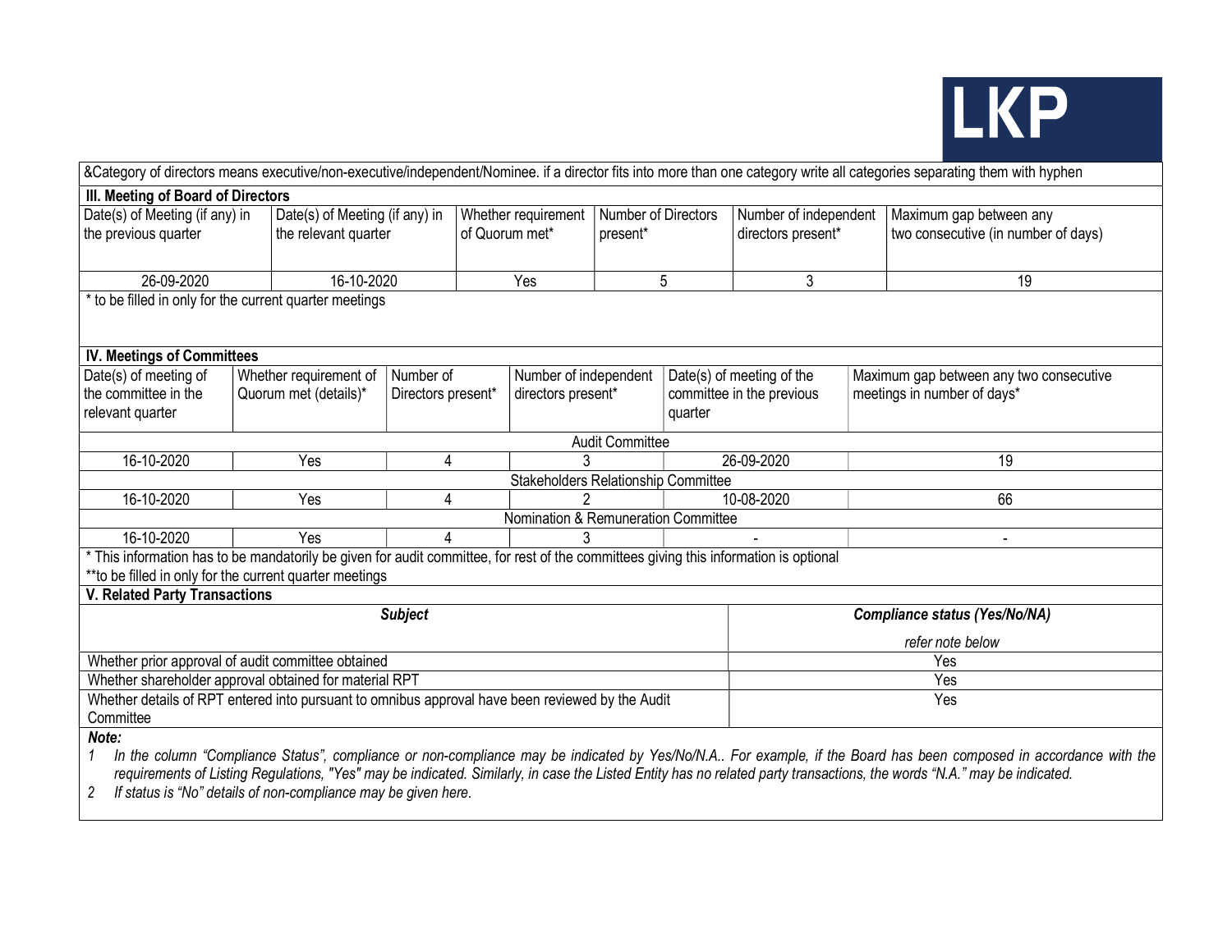LKP

&Category of directors means executive/non-executive/independent/Nominee. if a director fits into more than one category write all categories separating them with hyphen

### III. Meeting of Board of Directors

| Date(s) of Meeting (if any) in the previous quarter | Date(s) of Meeting (if any) in the relevant quarter | Whether requirement of Quorum met* | Number of Directors present* | Number of independent directors present* | Maximum gap between any two consecutive (in number of days) |
|---|---|---|---|---|---|
| 26-09-2020 | 16-10-2020 | Yes | 5 | 3 | 19 |

* to be filled in only for the current quarter meetings

### IV. Meetings of Committees

| Date(s) of meeting of the committee in the relevant quarter | Whether requirement of Quorum met (details)* | Number of Directors present* | Number of independent directors present* | Date(s) of meeting of the committee in the previous quarter | Maximum gap between any two consecutive meetings in number of days* |
|---|---|---|---|---|---|
| Audit Committee | | | | | |
| 16-10-2020 | Yes | 4 | 3 | 26-09-2020 | 19 |
| Stakeholders Relationship Committee | | | | | |
| 16-10-2020 | Yes | 4 | 2 | 10-08-2020 | 66 |
| Nomination & Remuneration Committee | | | | | |
| 16-10-2020 | Yes | 4 | 3 | - | - |

* This information has to be mandatorily be given for audit committee, for rest of the committees giving this information is optional

**to be filled in only for the current quarter meetings

### V. Related Party Transactions

| ***Subject*** | ***Compliance status (Yes/No/NA)*** *refer note below* |
|---|---|
| Whether prior approval of audit committee obtained | Yes |
| Whether shareholder approval obtained for material RPT | Yes |
| Whether details of RPT entered into pursuant to omnibus approval have been reviewed by the Audit Committee | Yes |

***Note:***

1. *In the column "Compliance Status", compliance or non-compliance may be indicated by Yes/No/N.A.. For example, if the Board has been composed in accordance with the requirements of Listing Regulations, "Yes" may be indicated. Similarly, in case the Listed Entity has no related party transactions, the words "N.A." may be indicated.*
2. *If status is "No" details of non-compliance may be given here.*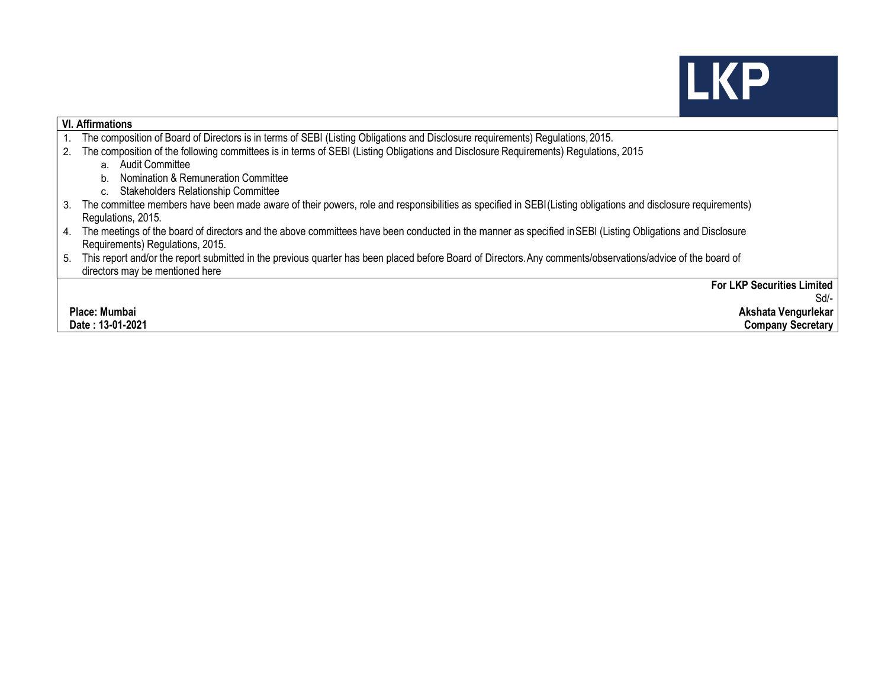LKP

### VI. Affirmations

1. The composition of Board of Directors is in terms of SEBI (Listing Obligations and Disclosure requirements) Regulations, 2015.
2. The composition of the following committees is in terms of SEBI (Listing Obligations and Disclosure Requirements) Regulations, 2015
   a. Audit Committee
   b. Nomination & Remuneration Committee
   c. Stakeholders Relationship Committee
3. The committee members have been made aware of their powers, role and responsibilities as specified in SEBI (Listing obligations and disclosure requirements) Regulations, 2015.
4. The meetings of the board of directors and the above committees have been conducted in the manner as specified in SEBI (Listing Obligations and Disclosure Requirements) Regulations, 2015.
5. This report and/or the report submitted in the previous quarter has been placed before Board of Directors. Any comments/observations/advice of the board of directors may be mentioned here

**For LKP Securities Limited**
Sd/-
**Akshata Vengurlekar**
**Company Secretary**

**Place: Mumbai**
**Date : 13-01-2021**